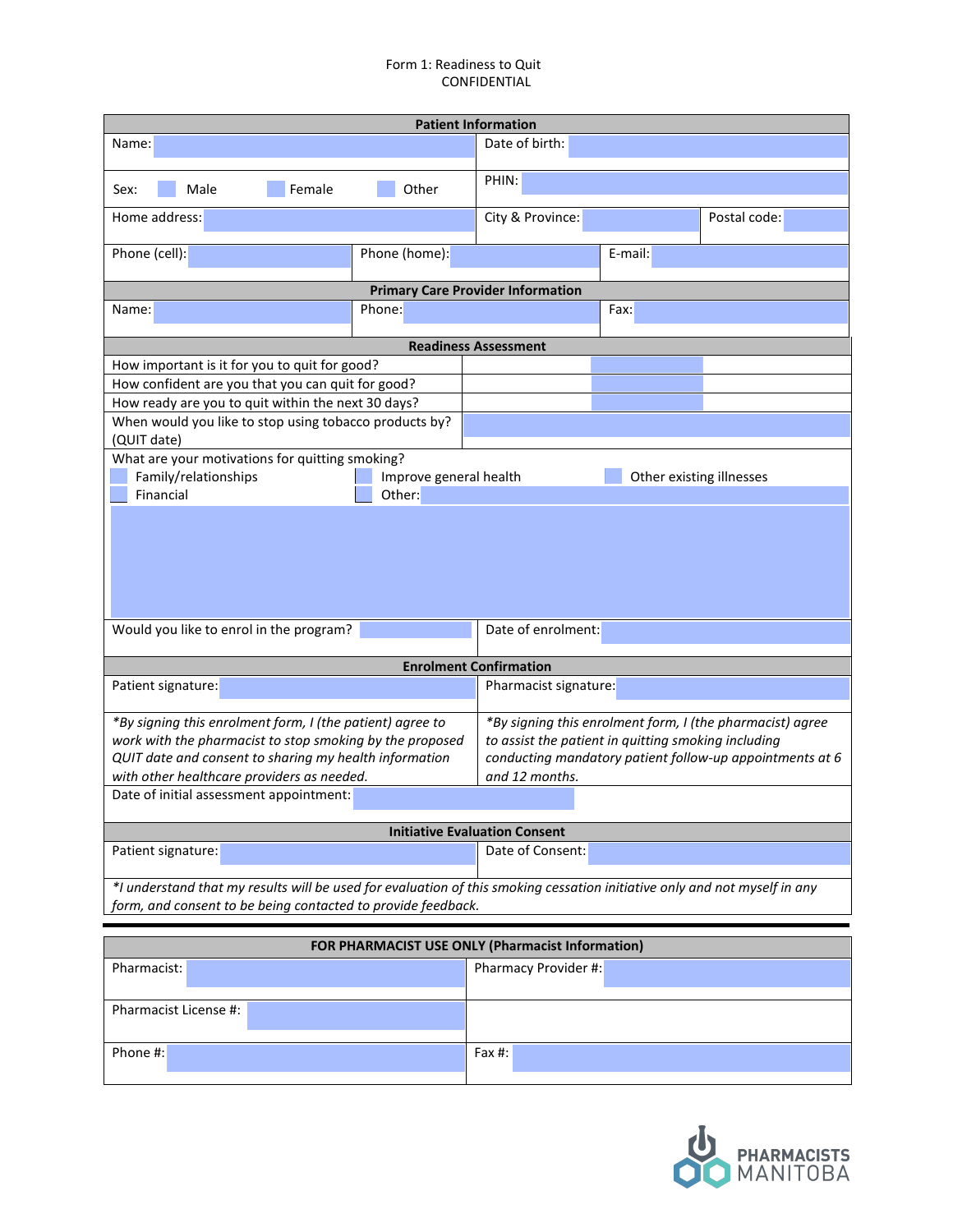Form 1: Readiness to Quit
CONFIDENTIAL

| Patient Information | | | |
|---|---|---|---|
| Name: | | Date of birth: | |
| Sex: ☐ Male ☐ Female ☐ Other | | PHIN: | |
| Home address: | | City & Province: | Postal code: |
| Phone (cell): | Phone (home): | E-mail: | |

| Primary Care Provider Information | | |
|---|---|---|
| Name: | Phone: | Fax: |

| Readiness Assessment | |
|---|---|
| How important is it for you to quit for good? | |
| How confident are you that you can quit for good? | |
| How ready are you to quit within the next 30 days? | |
| When would you like to stop using tobacco products by? (QUIT date) | |

What are your motivations for quitting smoking?

☐ Family/relationships ☐ Improve general health ☐ Other existing illnesses
☐ Financial ☐ Other:

| | |
|---|---|
| Would you like to enrol in the program? | Date of enrolment: |

| Enrolment Confirmation | |
|---|---|
| Patient signature: | Pharmacist signature: |
| *By signing this enrolment form, I (the patient) agree to work with the pharmacist to stop smoking by the proposed QUIT date and consent to sharing my health information with other healthcare providers as needed.* | *By signing this enrolment form, I (the pharmacist) agree to assist the patient in quitting smoking including conducting mandatory patient follow-up appointments at 6 and 12 months.* |
| Date of initial assessment appointment: | |

| Initiative Evaluation Consent | |
|---|---|
| Patient signature: | Date of Consent: |

*I understand that my results will be used for evaluation of this smoking cessation initiative only and not myself in any form, and consent to be being contacted to provide feedback.*

| FOR PHARMACIST USE ONLY (Pharmacist Information) | |
|---|---|
| Pharmacist: | Pharmacy Provider #: |
| Pharmacist License #: | |
| Phone #: | Fax #: |

PHARMACISTS MANITOBA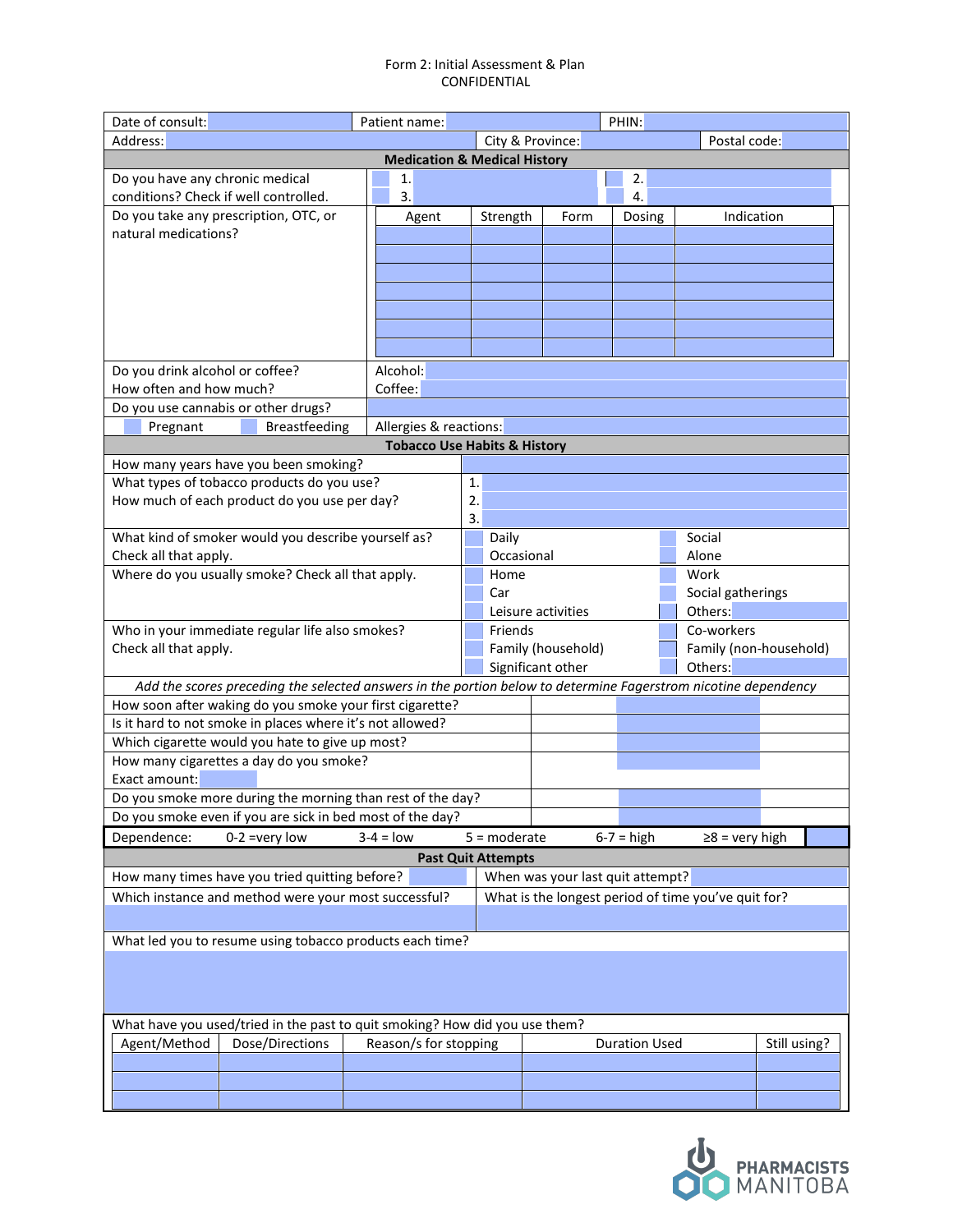Form 2: Initial Assessment & Plan
CONFIDENTIAL

| Date of consult: | Patient name: | PHIN: |
|---|---|---|
| Address: | City & Province: | Postal code: |

**Medication & Medical History**

| | | |
|---|---|---|
| Do you have any chronic medical conditions? Check if well controlled. | 1. | 2. |
| | 3. | 4. |

Do you take any prescription, OTC, or natural medications?

| Agent | Strength | Form | Dosing | Indication |
|---|---|---|---|---|
| | | | | |
| | | | | |
| | | | | |
| | | | | |
| | | | | |
| | | | | |
| | | | | |

| | |
|---|---|
| Do you drink alcohol or coffee? How often and how much? | Alcohol: <br> Coffee: |
| Do you use cannabis or other drugs? | |
| ☐ Pregnant ☐ Breastfeeding | Allergies & reactions: |

**Tobacco Use Habits & History**

| | | |
|---|---|---|
| How many years have you been smoking? | | |
| What types of tobacco products do you use? How much of each product do you use per day? | 1. <br> 2. <br> 3. | |
| What kind of smoker would you describe yourself as? Check all that apply. | ☐ Daily <br> ☐ Occasional | ☐ Social <br> ☐ Alone |
| Where do you usually smoke? Check all that apply. | ☐ Home <br> ☐ Car <br> ☐ Leisure activities | ☐ Work <br> ☐ Social gatherings <br> ☐ Others: |
| Who in your immediate regular life also smokes? Check all that apply. | ☐ Friends <br> ☐ Family (household) <br> ☐ Significant other | ☐ Co-workers <br> ☐ Family (non-household) <br> ☐ Others: |

*Add the scores preceding the selected answers in the portion below to determine Fagerstrom nicotine dependency*

| | |
|---|---|
| How soon after waking do you smoke your first cigarette? | |
| Is it hard to not smoke in places where it's not allowed? | |
| Which cigarette would you hate to give up most? | |
| How many cigarettes a day do you smoke? Exact amount: | |
| Do you smoke more during the morning than rest of the day? | |
| Do you smoke even if you are sick in bed most of the day? | |

| Dependence: | 0-2 =very low | 3-4 = low | 5 = moderate | 6-7 = high | ≥8 = very high | |
|---|---|---|---|---|---|---|

**Past Quit Attempts**

| | |
|---|---|
| How many times have you tried quitting before? | When was your last quit attempt? |
| Which instance and method were your most successful? | What is the longest period of time you've quit for? |
| | |

What led you to resume using tobacco products each time?

What have you used/tried in the past to quit smoking? How did you use them?

| Agent/Method | Dose/Directions | Reason/s for stopping | Duration Used | Still using? |
|---|---|---|---|---|
| | | | | |
| | | | | |
| | | | | |

PHARMACISTS MANITOBA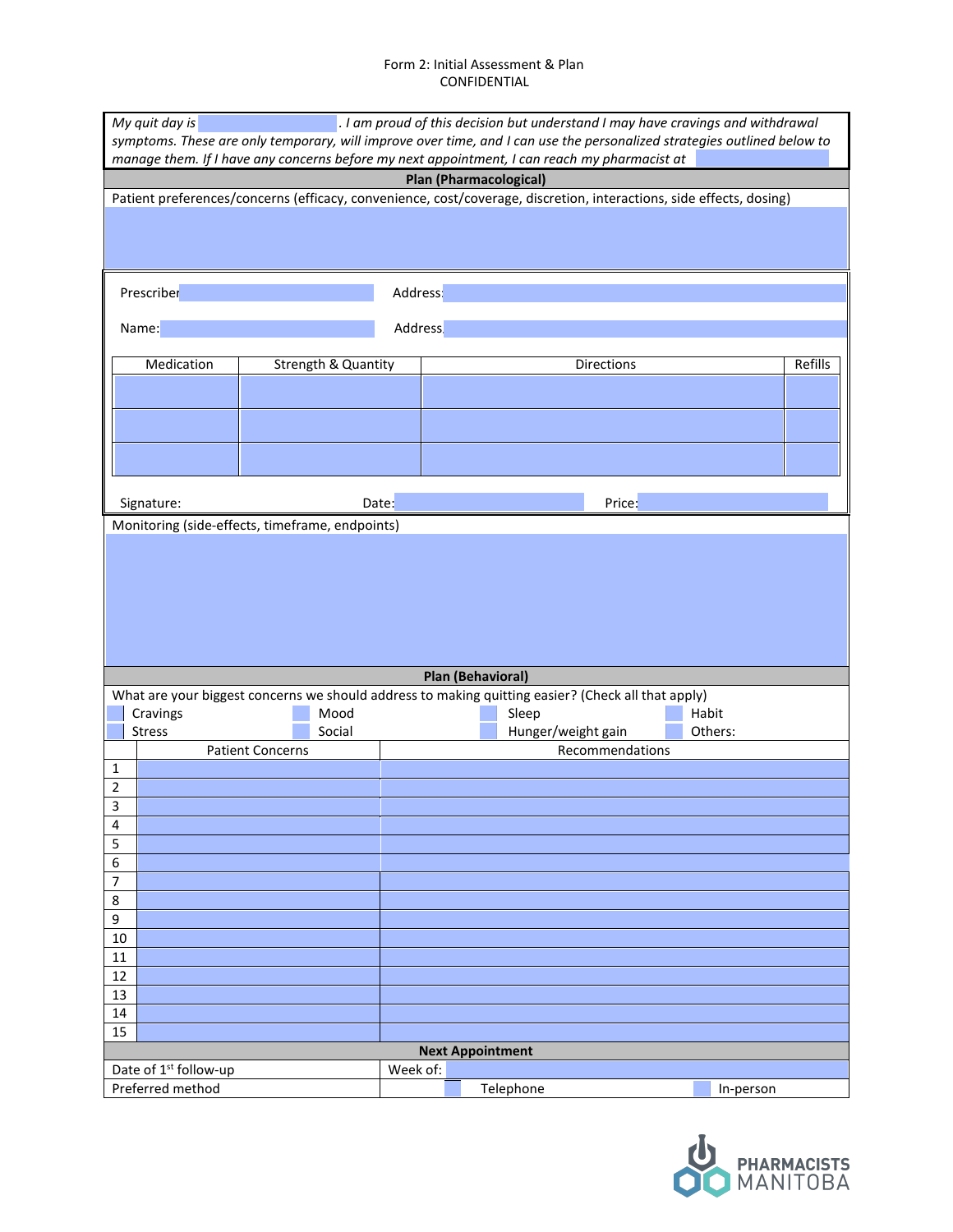Form 2: Initial Assessment & Plan
CONFIDENTIAL

*My quit day is ____________. I am proud of this decision but understand I may have cravings and withdrawal symptoms. These are only temporary, will improve over time, and I can use the personalized strategies outlined below to manage them. If I have any concerns before my next appointment, I can reach my pharmacist at ____________*

**Plan (Pharmacological)**

Patient preferences/concerns (efficacy, convenience, cost/coverage, discretion, interactions, side effects, dosing)

Prescriber: ____________ Address: ____________

Name: ____________ Address: ____________

| Medication | Strength & Quantity | Directions | Refills |
|---|---|---|---|
| | | | |
| | | | |
| | | | |

Signature: ____________ Date: ____________ Price: ____________

Monitoring (side-effects, timeframe, endpoints)

**Plan (Behavioral)**

What are your biggest concerns we should address to making quitting easier? (Check all that apply)

- ☐ Cravings
- ☐ Mood
- ☐ Sleep
- ☐ Habit
- ☐ Stress
- ☐ Social
- ☐ Hunger/weight gain
- ☐ Others:

| | Patient Concerns | Recommendations |
|---|---|---|
| 1 | | |
| 2 | | |
| 3 | | |
| 4 | | |
| 5 | | |
| 6 | | |
| 7 | | |
| 8 | | |
| 9 | | |
| 10 | | |
| 11 | | |
| 12 | | |
| 13 | | |
| 14 | | |
| 15 | | |

**Next Appointment**

| | |
|---|---|
| Date of 1st follow-up | Week of: |
| Preferred method | ☐ Telephone ☐ In-person |

PHARMACISTS MANITOBA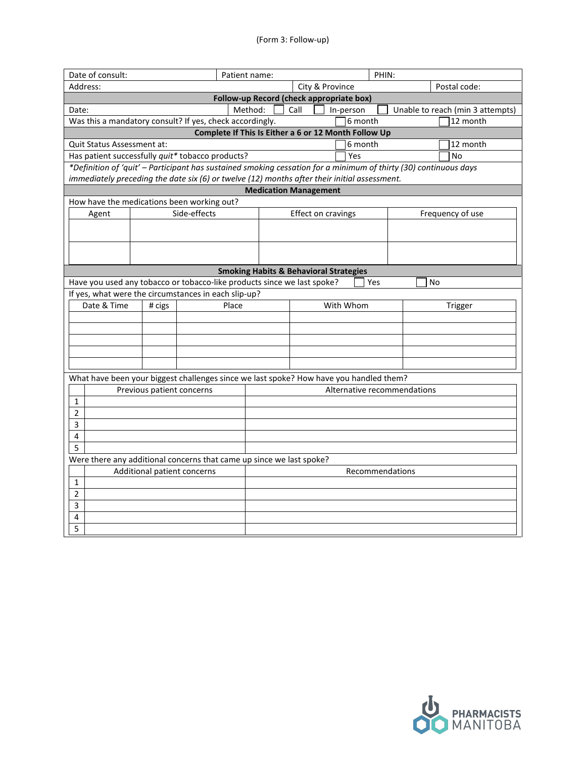(Form 3: Follow-up)

| Date of consult: | Patient name: | PHIN: |
|---|---|---|
| Address: | City & Province | Postal code: |

**Follow-up Record (check appropriate box)**

Date: Method: ☐ Call ☐ In-person ☐ Unable to reach (min 3 attempts)

Was this a mandatory consult? If yes, check accordingly. ☐ 6 month ☐ 12 month

**Complete If This Is Either a 6 or 12 Month Follow Up**

Quit Status Assessment at: ☐ 6 month ☐ 12 month

Has patient successfully *quit** tobacco products? ☐ Yes ☐ No

**Definition of 'quit' – Participant has sustained smoking cessation for a minimum of thirty (30) continuous days immediately preceding the date six (6) or twelve (12) months after their initial assessment.*

**Medication Management**

How have the medications been working out?

| Agent | Side-effects | Effect on cravings | Frequency of use |
|---|---|---|---|
| | | | |
| | | | |

**Smoking Habits & Behavioral Strategies**

Have you used any tobacco or tobacco-like products since we last spoke? ☐ Yes ☐ No

If yes, what were the circumstances in each slip-up?

| Date & Time | # cigs | Place | With Whom | Trigger |
|---|---|---|---|---|
| | | | | |
| | | | | |
| | | | | |
| | | | | |
| | | | | |

What have been your biggest challenges since we last spoke? How have you handled them?

| | Previous patient concerns | Alternative recommendations |
|---|---|---|
| 1 | | |
| 2 | | |
| 3 | | |
| 4 | | |
| 5 | | |

Were there any additional concerns that came up since we last spoke?

| | Additional patient concerns | Recommendations |
|---|---|---|
| 1 | | |
| 2 | | |
| 3 | | |
| 4 | | |
| 5 | | |

PHARMACISTS MANITOBA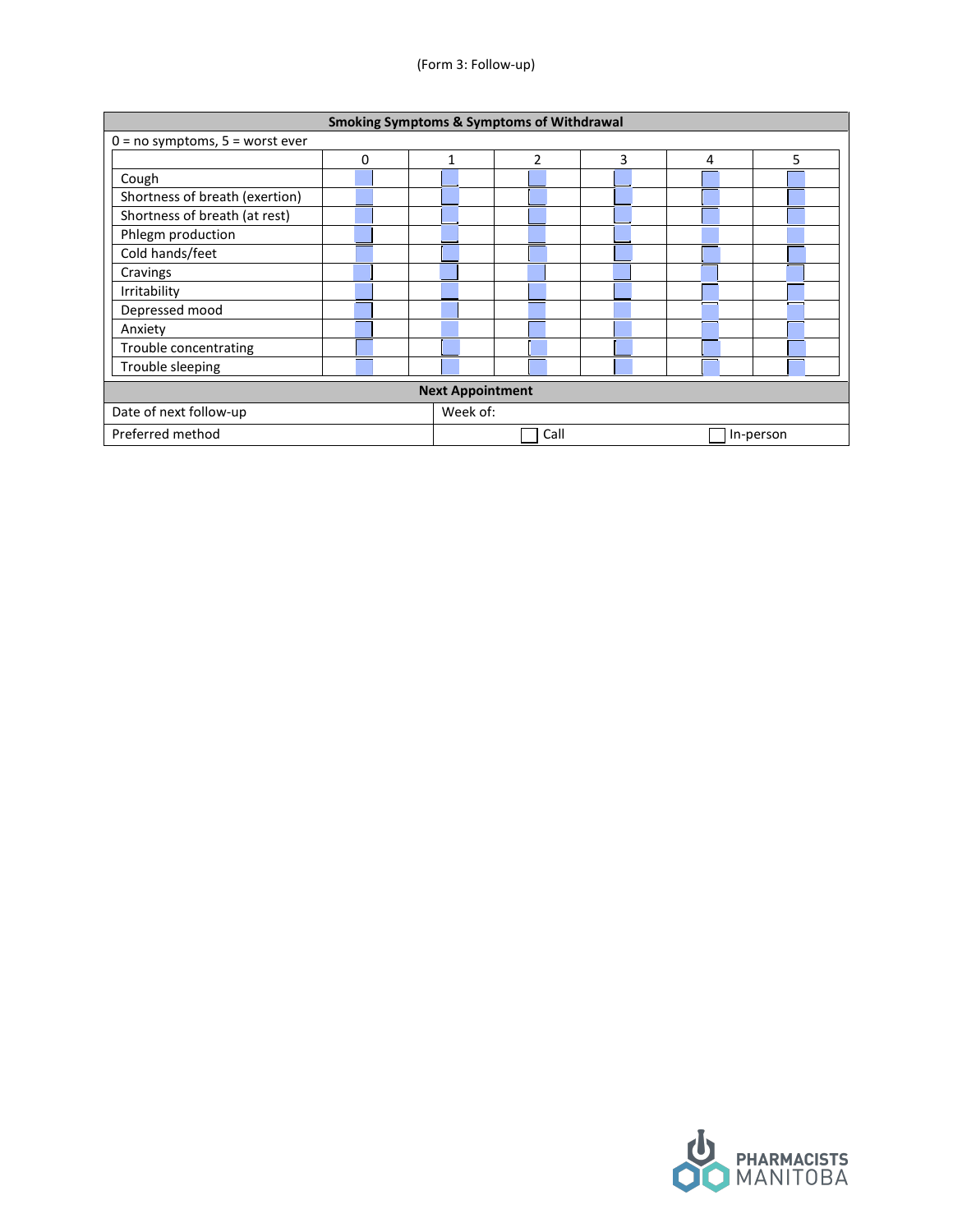(Form 3: Follow-up)

| Smoking Symptoms & Symptoms of Withdrawal | | | | | | |
|---|---|---|---|---|---|---|
| 0 = no symptoms, 5 = worst ever | | | | | | |
| | 0 | 1 | 2 | 3 | 4 | 5 |
| Cough | ☐ | ☐ | ☐ | ☐ | ☐ | ☐ |
| Shortness of breath (exertion) | ☐ | ☐ | ☐ | ☐ | ☐ | ☐ |
| Shortness of breath (at rest) | ☐ | ☐ | ☐ | ☐ | ☐ | ☐ |
| Phlegm production | ☐ | ☐ | ☐ | ☐ | ☐ | ☐ |
| Cold hands/feet | ☐ | ☐ | ☐ | ☐ | ☐ | ☐ |
| Cravings | ☐ | ☐ | ☐ | ☐ | ☐ | ☐ |
| Irritability | ☐ | ☐ | ☐ | ☐ | ☐ | ☐ |
| Depressed mood | ☐ | ☐ | ☐ | ☐ | ☐ | ☐ |
| Anxiety | ☐ | ☐ | ☐ | ☐ | ☐ | ☐ |
| Trouble concentrating | ☐ | ☐ | ☐ | ☐ | ☐ | ☐ |
| Trouble sleeping | ☐ | ☐ | ☐ | ☐ | ☐ | ☐ |

| Next Appointment | | |
|---|---|---|
| Date of next follow-up | Week of: | |
| Preferred method | ☐ Call | ☐ In-person |

PHARMACISTS MANITOBA